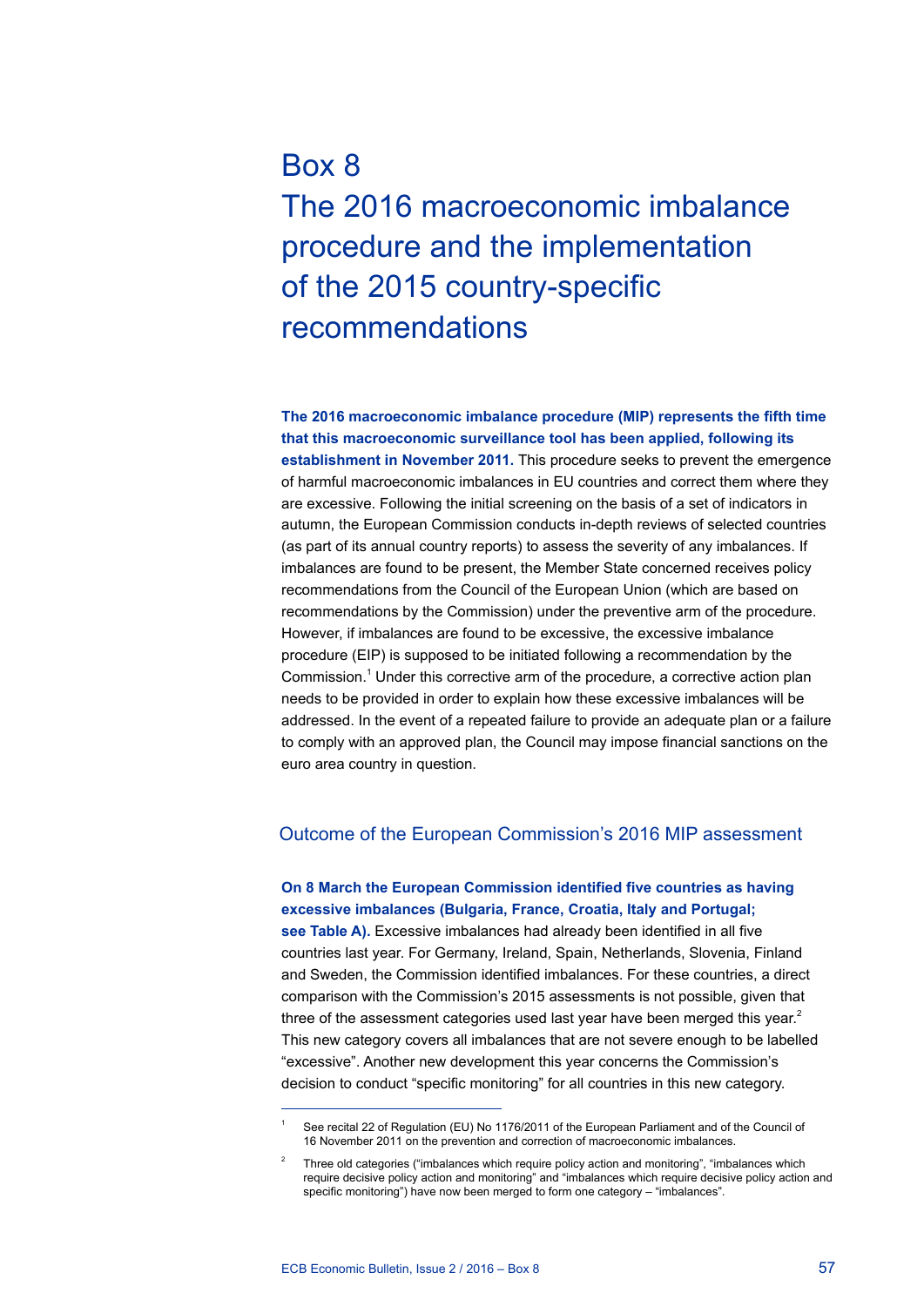# Box 8
# The 2016 macroeconomic imbalance procedure and the implementation of the 2015 country-specific recommendations

**The 2016 macroeconomic imbalance procedure (MIP) represents the fifth time that this macroeconomic surveillance tool has been applied, following its establishment in November 2011.** This procedure seeks to prevent the emergence of harmful macroeconomic imbalances in EU countries and correct them where they are excessive. Following the initial screening on the basis of a set of indicators in autumn, the European Commission conducts in-depth reviews of selected countries (as part of its annual country reports) to assess the severity of any imbalances. If imbalances are found to be present, the Member State concerned receives policy recommendations from the Council of the European Union (which are based on recommendations by the Commission) under the preventive arm of the procedure. However, if imbalances are found to be excessive, the excessive imbalance procedure (EIP) is supposed to be initiated following a recommendation by the Commission.[1] Under this corrective arm of the procedure, a corrective action plan needs to be provided in order to explain how these excessive imbalances will be addressed. In the event of a repeated failure to provide an adequate plan or a failure to comply with an approved plan, the Council may impose financial sanctions on the euro area country in question.

## Outcome of the European Commission's 2016 MIP assessment

**On 8 March the European Commission identified five countries as having excessive imbalances (Bulgaria, France, Croatia, Italy and Portugal; see Table A).** Excessive imbalances had already been identified in all five countries last year. For Germany, Ireland, Spain, Netherlands, Slovenia, Finland and Sweden, the Commission identified imbalances. For these countries, a direct comparison with the Commission's 2015 assessments is not possible, given that three of the assessment categories used last year have been merged this year.[2] This new category covers all imbalances that are not severe enough to be labelled "excessive". Another new development this year concerns the Commission's decision to conduct "specific monitoring" for all countries in this new category.

[1] See recital 22 of Regulation (EU) No 1176/2011 of the European Parliament and of the Council of 16 November 2011 on the prevention and correction of macroeconomic imbalances.

[2] Three old categories ("imbalances which require policy action and monitoring", "imbalances which require decisive policy action and monitoring" and "imbalances which require decisive policy action and specific monitoring") have now been merged to form one category – "imbalances".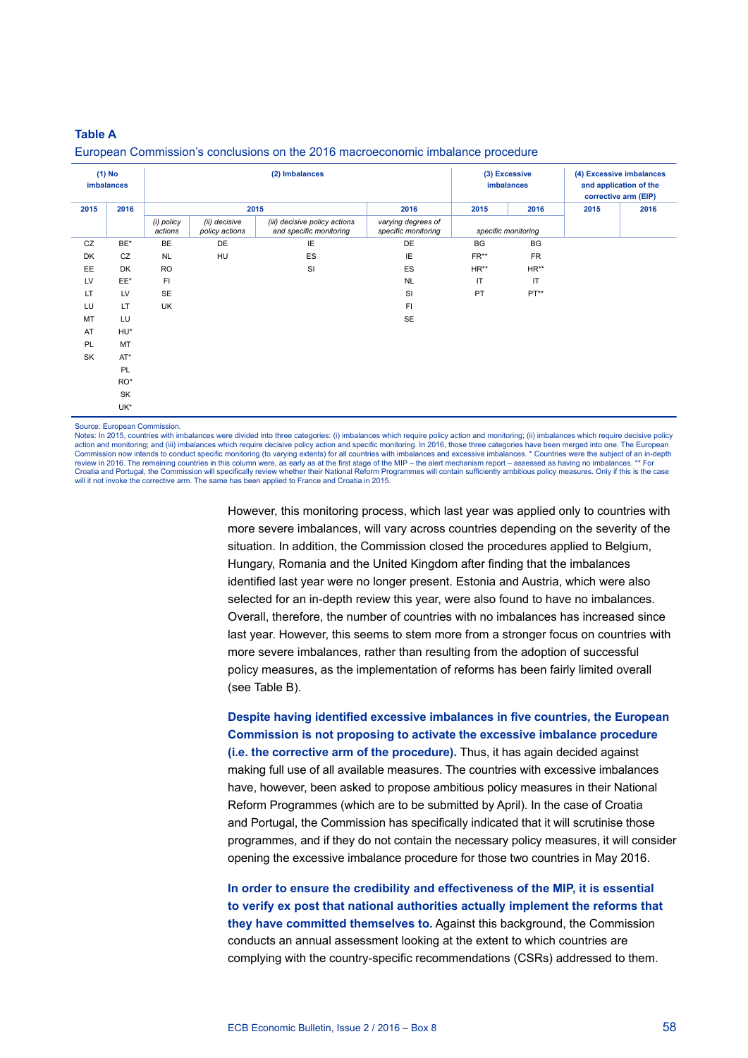**Table A**

European Commission's conclusions on the 2016 macroeconomic imbalance procedure

| (1) No imbalances | | (2) Imbalances | | | | (3) Excessive imbalances | | (4) Excessive imbalances and application of the corrective arm (EIP) | |
|---|---|---|---|---|---|---|---|---|---|
| 2015 | 2016 | 2015 | | | 2016 | 2015 | 2016 | 2015 | 2016 |
| | | *(i) policy actions* | *(ii) decisive policy actions* | *(iii) decisive policy actions and specific monitoring* | *varying degrees of specific monitoring* | *specific monitoring* | | | |
| CZ | BE* | BE | DE | IE | DE | BG | BG | | |
| DK | CZ | NL | HU | ES | IE | FR** | FR | | |
| EE | DK | RO | | SI | ES | HR** | HR** | | |
| LV | EE* | FI | | | NL | IT | IT | | |
| LT | LV | SE | | | SI | PT | PT** | | |
| LU | LT | UK | | | FI | | | | |
| MT | LU | | | | SE | | | | |
| AT | HU* | | | | | | | | |
| PL | MT | | | | | | | | |
| SK | AT* | | | | | | | | |
| | PL | | | | | | | | |
| | RO* | | | | | | | | |
| | SK | | | | | | | | |
| | UK* | | | | | | | | |

Source: European Commission.
Notes: In 2015, countries with imbalances were divided into three categories: (i) imbalances which require policy action and monitoring; (ii) imbalances which require decisive policy action and monitoring; and (iii) imbalances which require decisive policy action and specific monitoring. In 2016, those three categories have been merged into one. The European Commission now intends to conduct specific monitoring (to varying extents) for all countries with imbalances and excessive imbalances. * Countries were the subject of an in-depth review in 2016. The remaining countries in this column were, as early as at the first stage of the MIP – the alert mechanism report – assessed as having no imbalances. ** For Croatia and Portugal, the Commission will specifically review whether their National Reform Programmes will contain sufficiently ambitious policy measures. Only if this is the case will it not invoke the corrective arm. The same has been applied to France and Croatia in 2015.

However, this monitoring process, which last year was applied only to countries with more severe imbalances, will vary across countries depending on the severity of the situation. In addition, the Commission closed the procedures applied to Belgium, Hungary, Romania and the United Kingdom after finding that the imbalances identified last year were no longer present. Estonia and Austria, which were also selected for an in-depth review this year, were also found to have no imbalances. Overall, therefore, the number of countries with no imbalances has increased since last year. However, this seems to stem more from a stronger focus on countries with more severe imbalances, rather than resulting from the adoption of successful policy measures, as the implementation of reforms has been fairly limited overall (see Table B).

**Despite having identified excessive imbalances in five countries, the European Commission is not proposing to activate the excessive imbalance procedure (i.e. the corrective arm of the procedure).** Thus, it has again decided against making full use of all available measures. The countries with excessive imbalances have, however, been asked to propose ambitious policy measures in their National Reform Programmes (which are to be submitted by April). In the case of Croatia and Portugal, the Commission has specifically indicated that it will scrutinise those programmes, and if they do not contain the necessary policy measures, it will consider opening the excessive imbalance procedure for those two countries in May 2016.

**In order to ensure the credibility and effectiveness of the MIP, it is essential to verify ex post that national authorities actually implement the reforms that they have committed themselves to.** Against this background, the Commission conducts an annual assessment looking at the extent to which countries are complying with the country-specific recommendations (CSRs) addressed to them.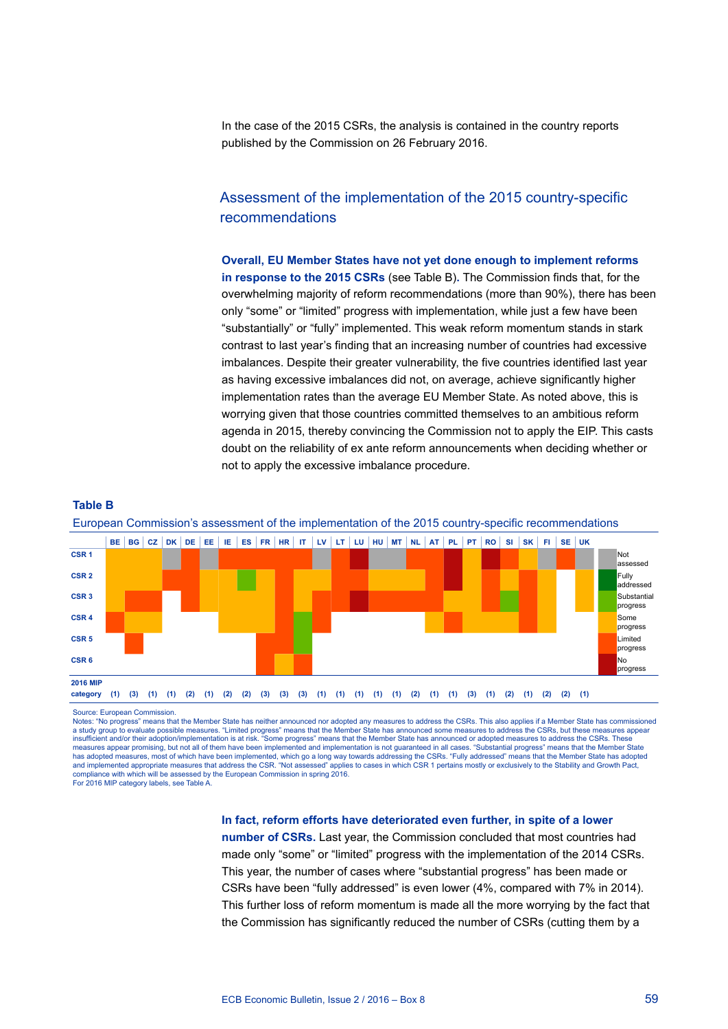In the case of the 2015 CSRs, the analysis is contained in the country reports published by the Commission on 26 February 2016.

## Assessment of the implementation of the 2015 country-specific recommendations

**Overall, EU Member States have not yet done enough to implement reforms in response to the 2015 CSRs** (see Table B)**.** The Commission finds that, for the overwhelming majority of reform recommendations (more than 90%), there has been only "some" or "limited" progress with implementation, while just a few have been "substantially" or "fully" implemented. This weak reform momentum stands in stark contrast to last year's finding that an increasing number of countries had excessive imbalances. Despite their greater vulnerability, the five countries identified last year as having excessive imbalances did not, on average, achieve significantly higher implementation rates than the average EU Member State. As noted above, this is worrying given that those countries committed themselves to an ambitious reform agenda in 2015, thereby convincing the Commission not to apply the EIP. This casts doubt on the reliability of ex ante reform announcements when deciding whether or not to apply the excessive imbalance procedure.

**Table B**

European Commission's assessment of the implementation of the 2015 country-specific recommendations

| | BE | BG | CZ | DK | DE | EE | IE | ES | FR | HR | IT | LV | LT | LU | HU | MT | NL | AT | PL | PT | RO | SI | SK | FI | SE | UK |
|---|---|---|---|---|---|---|---|---|---|---|---|---|---|---|---|---|---|---|---|---|---|---|---|---|---|---|
| CSR 1 | Some progress | Some progress | Some progress | Not assessed | Limited progress | Not assessed | Limited progress | Limited progress | Limited progress | Limited progress | Limited progress | Not assessed | Limited progress | No progress | Not assessed | Not assessed | Limited progress | Limited progress | No progress | Some progress | No progress | Limited progress | Some progress | Not assessed | Limited progress | Not assessed |
| CSR 2 | Some progress | Some progress | Some progress | Limited progress | Limited progress | Some progress | Some progress | Substantial progress | Some progress | Limited progress | Some progress | Some progress | Limited progress | Limited progress | Some progress | Some progress | Some progress | Limited progress | No progress | Some progress | Limited progress | Some progress | Limited progress | Some progress | | Some progress |
| CSR 3 | Some progress | Limited progress | Limited progress | | Limited progress | Some progress | Some progress | Some progress | Some progress | Limited progress | Some progress | Limited progress | Limited progress | No progress | Limited progress | Limited progress | Limited progress | Limited progress | Some progress | Some progress | Limited progress | Substantial progress | Limited progress | Some progress | | Some progress |
| CSR 4 | Limited progress | Some progress | Some progress | | | | Some progress | Some progress | Some progress | Limited progress | Substantial progress | Limited progress | | | | | | Some progress | Limited progress | Some progress | Some progress | Some progress | Limited progress | Some progress | | |
| CSR 5 | | Limited progress | | | | | | | Limited progress | Limited progress | Substantial progress | | | | | | | | | | | | | | | |
| CSR 6 | | | | | | | | | Limited progress | Some progress | Limited progress | | | | | | | | | | | | | | | |
| 2016 MIP category | (1) | (3) | (1) | (1) | (2) | (1) | (2) | (2) | (3) | (3) | (3) | (1) | (1) | (1) | (1) | (1) | (2) | (1) | (1) | (3) | (1) | (2) | (1) | (2) | (2) | (1) |

Legend: Not assessed; Fully addressed; Substantial progress; Some progress; Limited progress; No progress

Source: European Commission.
Notes: "No progress" means that the Member State has neither announced nor adopted any measures to address the CSRs. This also applies if a Member State has commissioned a study group to evaluate possible measures. "Limited progress" means that the Member State has announced some measures to address the CSRs, but these measures appear insufficient and/or their adoption/implementation is at risk. "Some progress" means that the Member State has announced or adopted measures to address the CSRs. These measures appear promising, but not all of them have been implemented and implementation is not guaranteed in all cases. "Substantial progress" means that the Member State has adopted measures, most of which have been implemented, which go a long way towards addressing the CSRs. "Fully addressed" means that the Member State has adopted and implemented appropriate measures that address the CSR. "Not assessed" applies to cases in which CSR 1 pertains mostly or exclusively to the Stability and Growth Pact, compliance with which will be assessed by the European Commission in spring 2016.
For 2016 MIP category labels, see Table A.

**In fact, reform efforts have deteriorated even further, in spite of a lower number of CSRs.** Last year, the Commission concluded that most countries had made only "some" or "limited" progress with the implementation of the 2014 CSRs. This year, the number of cases where "substantial progress" has been made or CSRs have been "fully addressed" is even lower (4%, compared with 7% in 2014). This further loss of reform momentum is made all the more worrying by the fact that the Commission has significantly reduced the number of CSRs (cutting them by a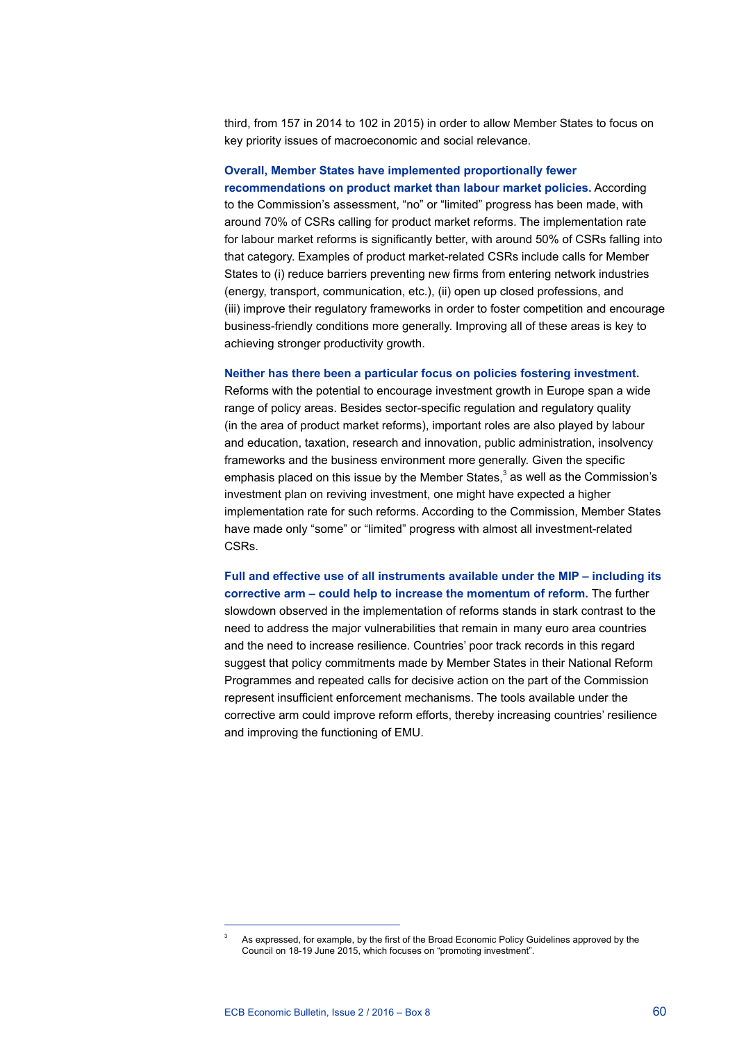third, from 157 in 2014 to 102 in 2015) in order to allow Member States to focus on key priority issues of macroeconomic and social relevance.

**Overall, Member States have implemented proportionally fewer recommendations on product market than labour market policies.** According to the Commission's assessment, "no" or "limited" progress has been made, with around 70% of CSRs calling for product market reforms. The implementation rate for labour market reforms is significantly better, with around 50% of CSRs falling into that category. Examples of product market-related CSRs include calls for Member States to (i) reduce barriers preventing new firms from entering network industries (energy, transport, communication, etc.), (ii) open up closed professions, and (iii) improve their regulatory frameworks in order to foster competition and encourage business-friendly conditions more generally. Improving all of these areas is key to achieving stronger productivity growth.

**Neither has there been a particular focus on policies fostering investment.** Reforms with the potential to encourage investment growth in Europe span a wide range of policy areas. Besides sector-specific regulation and regulatory quality (in the area of product market reforms), important roles are also played by labour and education, taxation, research and innovation, public administration, insolvency frameworks and the business environment more generally. Given the specific emphasis placed on this issue by the Member States,[3] as well as the Commission's investment plan on reviving investment, one might have expected a higher implementation rate for such reforms. According to the Commission, Member States have made only "some" or "limited" progress with almost all investment-related CSRs.

**Full and effective use of all instruments available under the MIP – including its corrective arm – could help to increase the momentum of reform.** The further slowdown observed in the implementation of reforms stands in stark contrast to the need to address the major vulnerabilities that remain in many euro area countries and the need to increase resilience. Countries' poor track records in this regard suggest that policy commitments made by Member States in their National Reform Programmes and repeated calls for decisive action on the part of the Commission represent insufficient enforcement mechanisms. The tools available under the corrective arm could improve reform efforts, thereby increasing countries' resilience and improving the functioning of EMU.

---

[3] As expressed, for example, by the first of the Broad Economic Policy Guidelines approved by the Council on 18-19 June 2015, which focuses on "promoting investment".